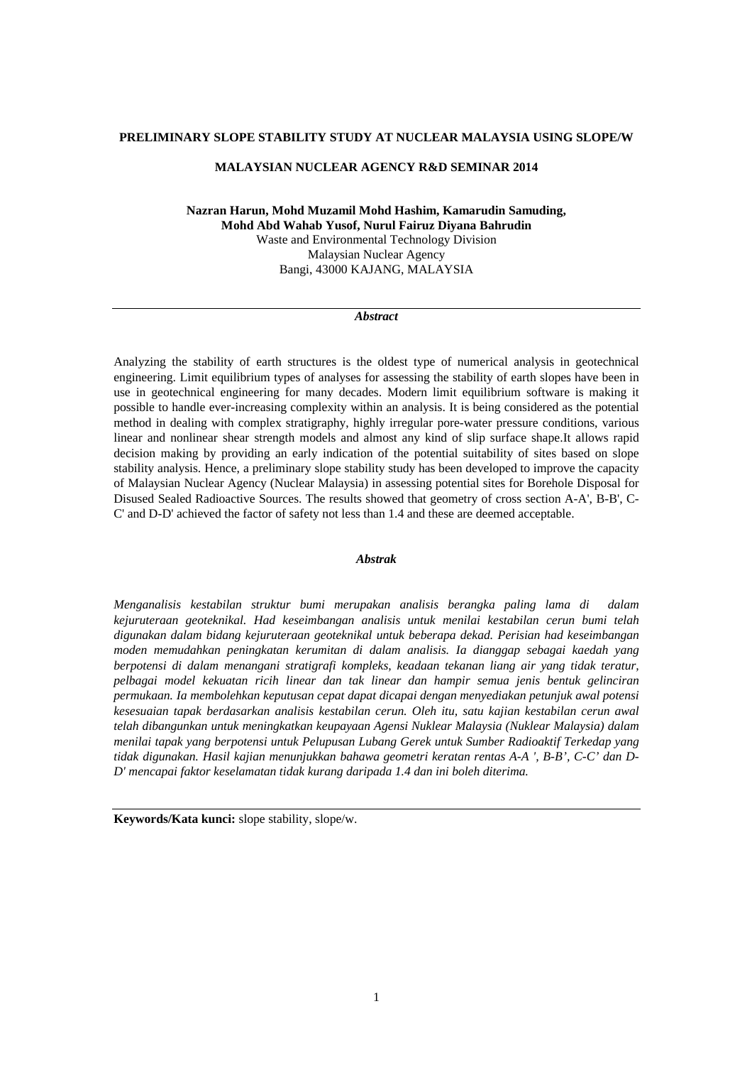# PRELIMINARY SLOPE STABILITY STUDY AT NUCLEAR MALAYSIA USING SLOPE/W

## MALAYSIAN NUCLEAR AGENCY R&D SEMINAR 2014

**Nazran Harun, Mohd Muzamil Mohd Hashim, Kamarudin Samuding, Mohd Abd Wahab Yusof, Nurul Fairuz Diyana Bahrudin**

Waste and Environmental Technology Division
Malaysian Nuclear Agency
Bangi, 43000 KAJANG, MALAYSIA

***Abstract***

Analyzing the stability of earth structures is the oldest type of numerical analysis in geotechnical engineering. Limit equilibrium types of analyses for assessing the stability of earth slopes have been in use in geotechnical engineering for many decades. Modern limit equilibrium software is making it possible to handle ever-increasing complexity within an analysis. It is being considered as the potential method in dealing with complex stratigraphy, highly irregular pore-water pressure conditions, various linear and nonlinear shear strength models and almost any kind of slip surface shape.It allows rapid decision making by providing an early indication of the potential suitability of sites based on slope stability analysis. Hence, a preliminary slope stability study has been developed to improve the capacity of Malaysian Nuclear Agency (Nuclear Malaysia) in assessing potential sites for Borehole Disposal for Disused Sealed Radioactive Sources. The results showed that geometry of cross section A-A', B-B', C-C' and D-D' achieved the factor of safety not less than 1.4 and these are deemed acceptable.

***Abstrak***

*Menganalisis kestabilan struktur bumi merupakan analisis berangka paling lama di dalam kejuruteraan geoteknikal. Had keseimbangan analisis untuk menilai kestabilan cerun bumi telah digunakan dalam bidang kejuruteraan geoteknikal untuk beberapa dekad. Perisian had keseimbangan moden memudahkan peningkatan kerumitan di dalam analisis. Ia dianggap sebagai kaedah yang berpotensi di dalam menangani stratigrafi kompleks, keadaan tekanan liang air yang tidak teratur, pelbagai model kekuatan ricih linear dan tak linear dan hampir semua jenis bentuk gelinciran permukaan. Ia membolehkan keputusan cepat dapat dicapai dengan menyediakan petunjuk awal potensi kesesuaian tapak berdasarkan analisis kestabilan cerun. Oleh itu, satu kajian kestabilan cerun awal telah dibangunkan untuk meningkatkan keupayaan Agensi Nuklear Malaysia (Nuklear Malaysia) dalam menilai tapak yang berpotensi untuk Pelupusan Lubang Gerek untuk Sumber Radioaktif Terkedap yang tidak digunakan. Hasil kajian menunjukkan bahawa geometri keratan rentas A-A ', B-B', C-C' dan D-D' mencapai faktor keselamatan tidak kurang daripada 1.4 dan ini boleh diterima.*

**Keywords/Kata kunci:** slope stability, slope/w.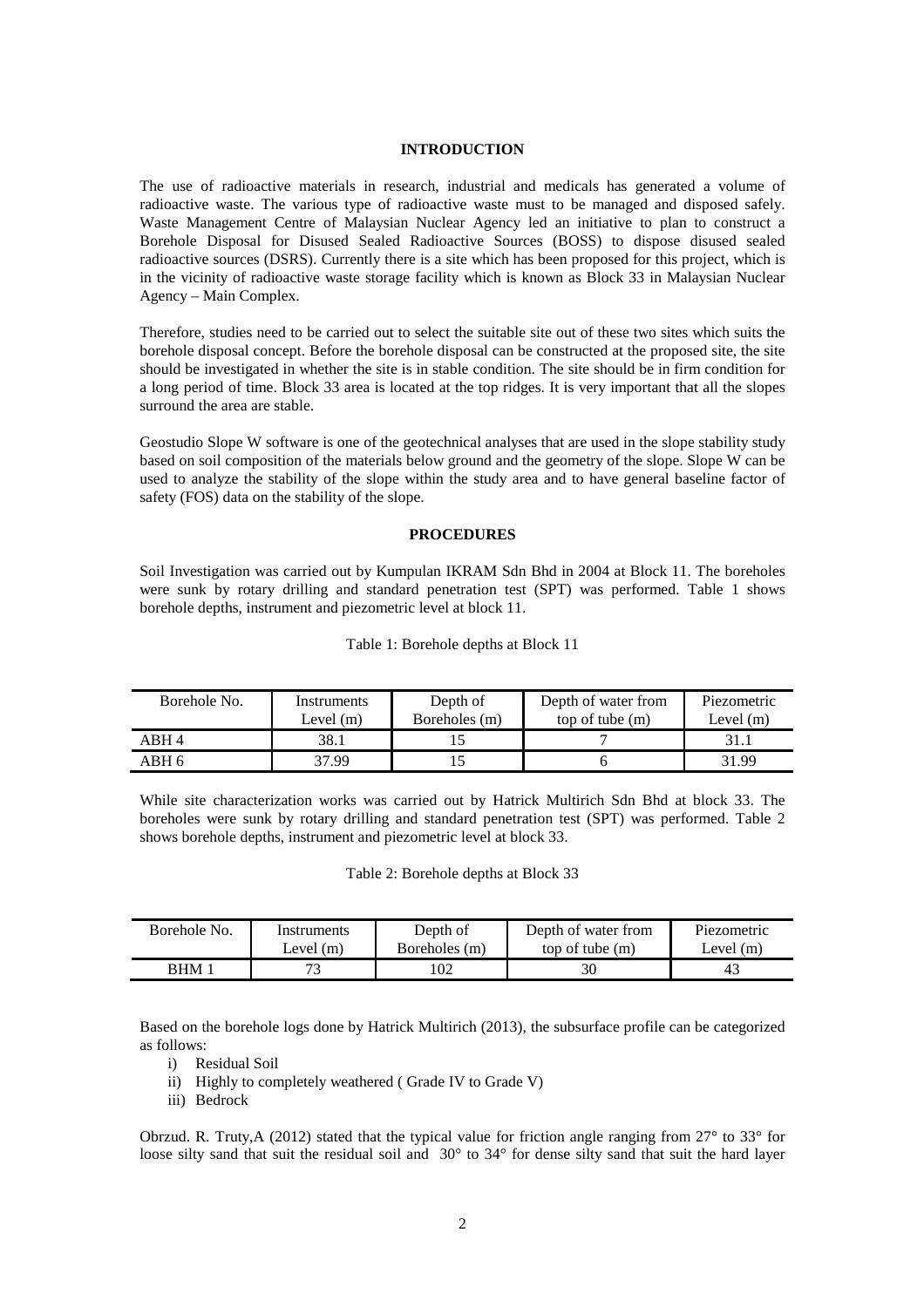## INTRODUCTION

The use of radioactive materials in research, industrial and medicals has generated a volume of radioactive waste. The various type of radioactive waste must to be managed and disposed safely. Waste Management Centre of Malaysian Nuclear Agency led an initiative to plan to construct a Borehole Disposal for Disused Sealed Radioactive Sources (BOSS) to dispose disused sealed radioactive sources (DSRS). Currently there is a site which has been proposed for this project, which is in the vicinity of radioactive waste storage facility which is known as Block 33 in Malaysian Nuclear Agency – Main Complex.

Therefore, studies need to be carried out to select the suitable site out of these two sites which suits the borehole disposal concept. Before the borehole disposal can be constructed at the proposed site, the site should be investigated in whether the site is in stable condition. The site should be in firm condition for a long period of time. Block 33 area is located at the top ridges. It is very important that all the slopes surround the area are stable.

Geostudio Slope W software is one of the geotechnical analyses that are used in the slope stability study based on soil composition of the materials below ground and the geometry of the slope. Slope W can be used to analyze the stability of the slope within the study area and to have general baseline factor of safety (FOS) data on the stability of the slope.

## PROCEDURES

Soil Investigation was carried out by Kumpulan IKRAM Sdn Bhd in 2004 at Block 11. The boreholes were sunk by rotary drilling and standard penetration test (SPT) was performed. Table 1 shows borehole depths, instrument and piezometric level at block 11.

Table 1: Borehole depths at Block 11

| Borehole No. | Instruments Level (m) | Depth of Boreholes (m) | Depth of water from top of tube (m) | Piezometric Level (m) |
|---|---|---|---|---|
| ABH 4 | 38.1 | 15 | 7 | 31.1 |
| ABH 6 | 37.99 | 15 | 6 | 31.99 |

While site characterization works was carried out by Hatrick Multirich Sdn Bhd at block 33. The boreholes were sunk by rotary drilling and standard penetration test (SPT) was performed. Table 2 shows borehole depths, instrument and piezometric level at block 33.

Table 2: Borehole depths at Block 33

| Borehole No. | Instruments Level (m) | Depth of Boreholes (m) | Depth of water from top of tube (m) | Piezometric Level (m) |
|---|---|---|---|---|
| BHM 1 | 73 | 102 | 30 | 43 |

Based on the borehole logs done by Hatrick Multirich (2013), the subsurface profile can be categorized as follows:

i) Residual Soil
ii) Highly to completely weathered ( Grade IV to Grade V)
iii) Bedrock

Obrzud. R. Truty,A (2012) stated that the typical value for friction angle ranging from 27° to 33° for loose silty sand that suit the residual soil and 30° to 34° for dense silty sand that suit the hard layer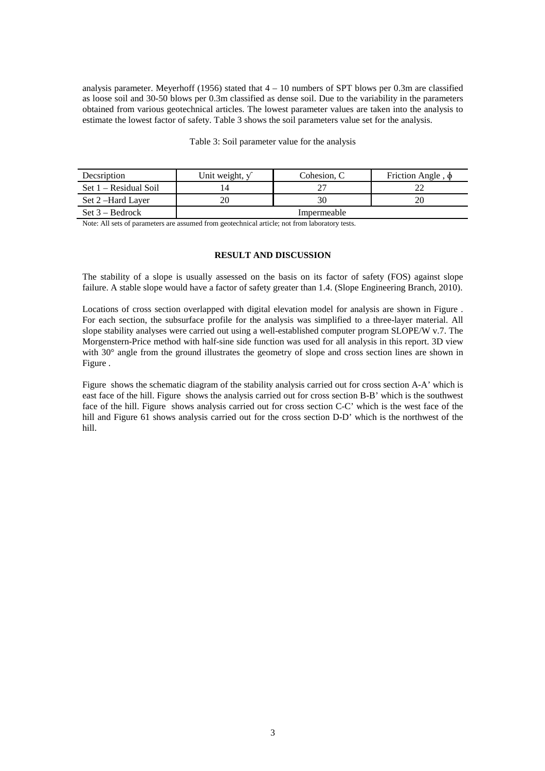analysis parameter. Meyerhoff (1956) stated that 4 – 10 numbers of SPT blows per 0.3m are classified as loose soil and 30-50 blows per 0.3m classified as dense soil. Due to the variability in the parameters obtained from various geotechnical articles. The lowest parameter values are taken into the analysis to estimate the lowest factor of safety. Table 3 shows the soil parameters value set for the analysis.

Table 3: Soil parameter value for the analysis

| Decsription | Unit weight, $\gamma$ | Cohesion, C | Friction Angle , $\phi$ |
| --- | --- | --- | --- |
| Set 1 – Residual Soil | 14 | 27 | 22 |
| Set 2 –Hard Layer | 20 | 30 | 20 |
| Set 3 – Bedrock | Impermeable | | |

Note: All sets of parameters are assumed from geotechnical article; not from laboratory tests.

## RESULT AND DISCUSSION

The stability of a slope is usually assessed on the basis on its factor of safety (FOS) against slope failure. A stable slope would have a factor of safety greater than 1.4. (Slope Engineering Branch, 2010).

Locations of cross section overlapped with digital elevation model for analysis are shown in Figure . For each section, the subsurface profile for the analysis was simplified to a three-layer material. All slope stability analyses were carried out using a well-established computer program SLOPE/W v.7. The Morgenstern-Price method with half-sine side function was used for all analysis in this report. 3D view with 30° angle from the ground illustrates the geometry of slope and cross section lines are shown in Figure .

Figure shows the schematic diagram of the stability analysis carried out for cross section A-A' which is east face of the hill. Figure shows the analysis carried out for cross section B-B' which is the southwest face of the hill. Figure shows analysis carried out for cross section C-C' which is the west face of the hill and Figure 61 shows analysis carried out for the cross section D-D' which is the northwest of the hill.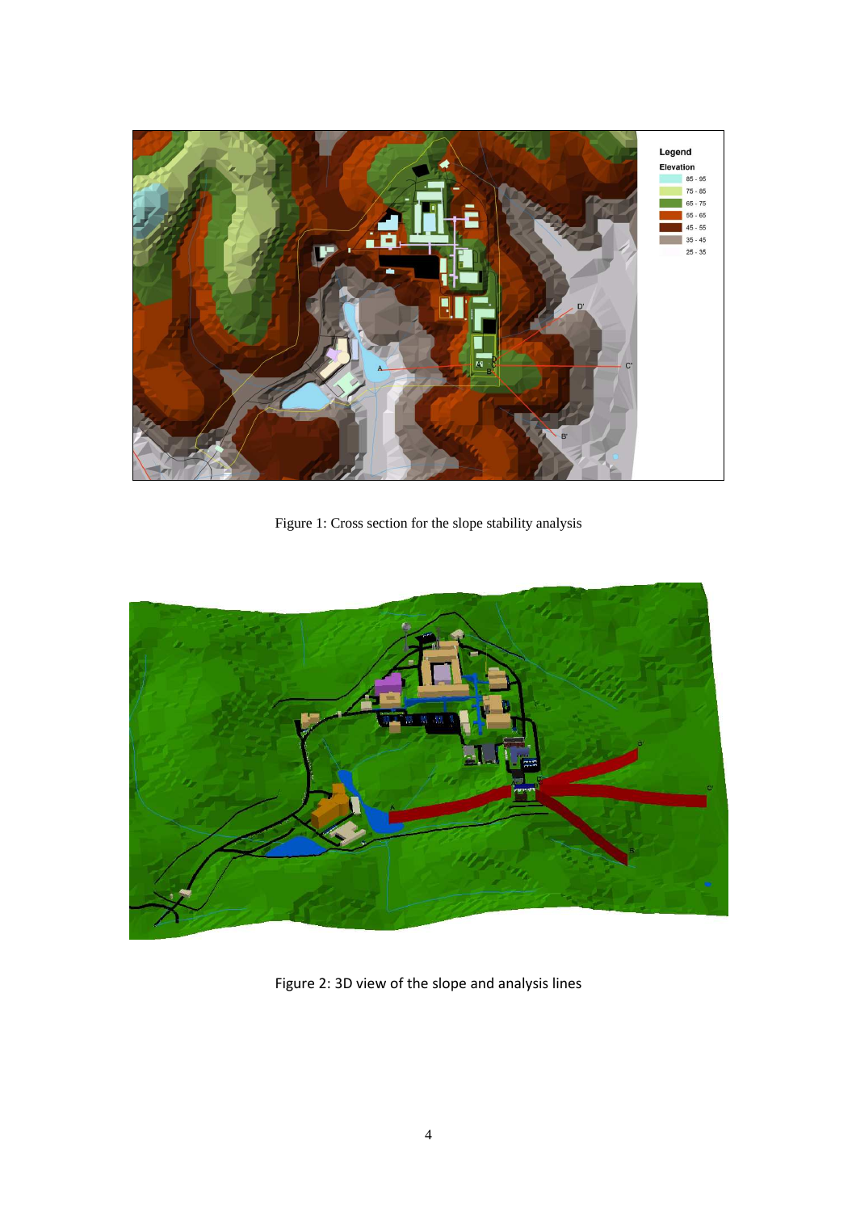Figure 1: Cross section for the slope stability analysis

Figure 2: 3D view of the slope and analysis lines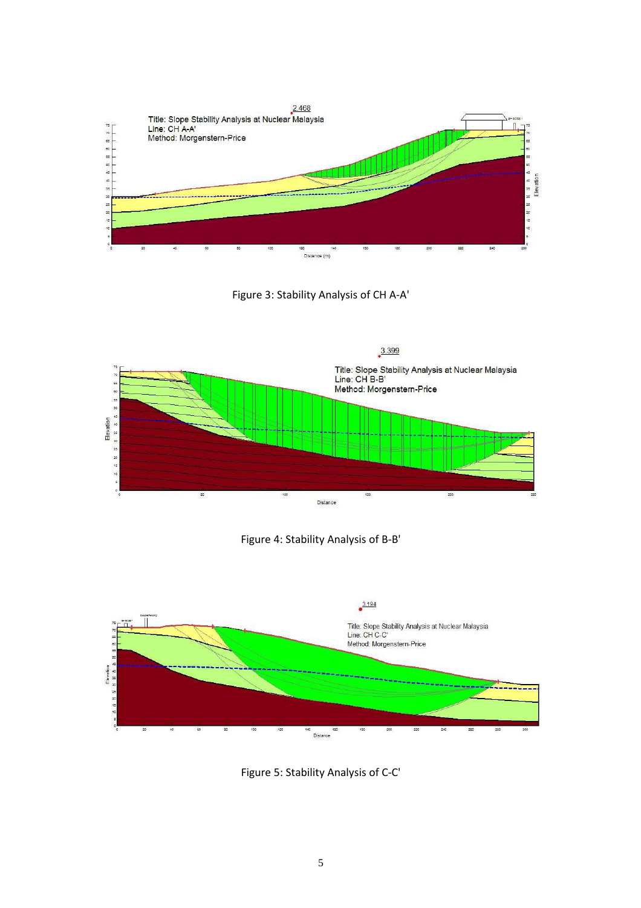Figure 3: Stability Analysis of CH A-A'

Figure 4: Stability Analysis of B-B'

Figure 5: Stability Analysis of C-C'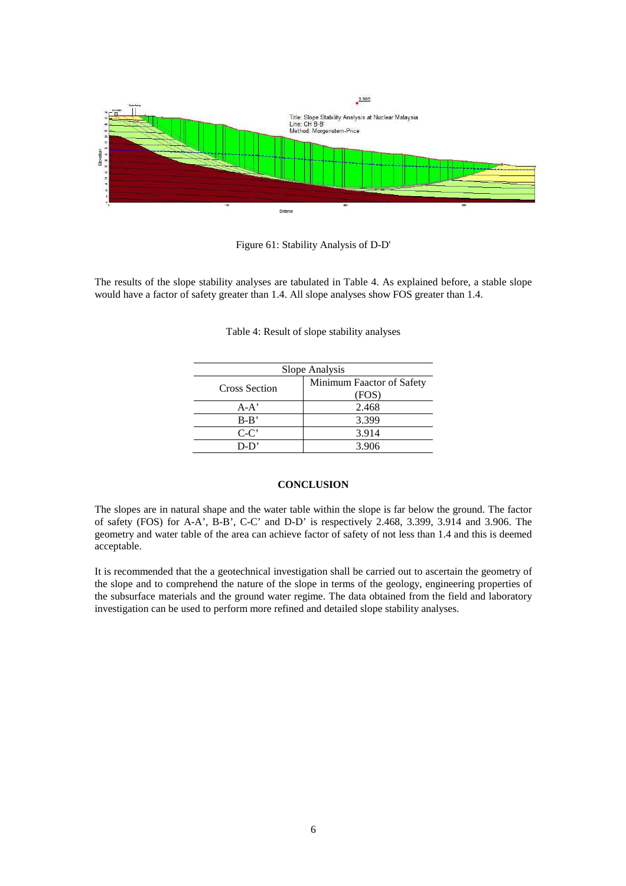Figure 61: Stability Analysis of D-D'

The results of the slope stability analyses are tabulated in Table 4. As explained before, a stable slope would have a factor of safety greater than 1.4. All slope analyses show FOS greater than 1.4.

Table 4: Result of slope stability analyses

| Slope Analysis | |
|---|---|
| Cross Section | Minimum Faactor of Safety (FOS) |
| A-A’ | 2.468 |
| B-B’ | 3.399 |
| C-C’ | 3.914 |
| D-D’ | 3.906 |

## CONCLUSION

The slopes are in natural shape and the water table within the slope is far below the ground. The factor of safety (FOS) for A-A’, B-B’, C-C’ and D-D’ is respectively 2.468, 3.399, 3.914 and 3.906. The geometry and water table of the area can achieve factor of safety of not less than 1.4 and this is deemed acceptable.

It is recommended that the a geotechnical investigation shall be carried out to ascertain the geometry of the slope and to comprehend the nature of the slope in terms of the geology, engineering properties of the subsurface materials and the ground water regime. The data obtained from the field and laboratory investigation can be used to perform more refined and detailed slope stability analyses.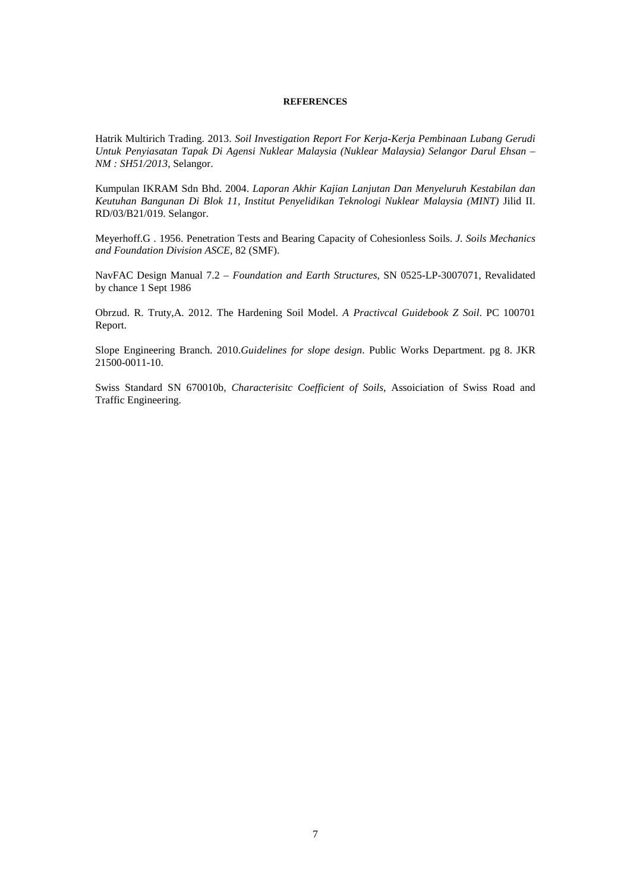# REFERENCES

Hatrik Multirich Trading. 2013. *Soil Investigation Report For Kerja-Kerja Pembinaan Lubang Gerudi Untuk Penyiasatan Tapak Di Agensi Nuklear Malaysia (Nuklear Malaysia) Selangor Darul Ehsan – NM : SH51/2013*, Selangor.

Kumpulan IKRAM Sdn Bhd. 2004. *Laporan Akhir Kajian Lanjutan Dan Menyeluruh Kestabilan dan Keutuhan Bangunan Di Blok 11, Institut Penyelidikan Teknologi Nuklear Malaysia (MINT)* Jilid II. RD/03/B21/019. Selangor.

Meyerhoff.G . 1956. Penetration Tests and Bearing Capacity of Cohesionless Soils. *J. Soils Mechanics and Foundation Division ASCE*, 82 (SMF).

NavFAC Design Manual 7.2 – *Foundation and Earth Structures*, SN 0525-LP-3007071, Revalidated by chance 1 Sept 1986

Obrzud. R. Truty,A. 2012. The Hardening Soil Model. *A Practivcal Guidebook Z Soil*. PC 100701 Report.

Slope Engineering Branch. 2010.*Guidelines for slope design*. Public Works Department. pg 8. JKR 21500-0011-10.

Swiss Standard SN 670010b, *Characterisitc Coefficient of Soils*, Assoiciation of Swiss Road and Traffic Engineering.